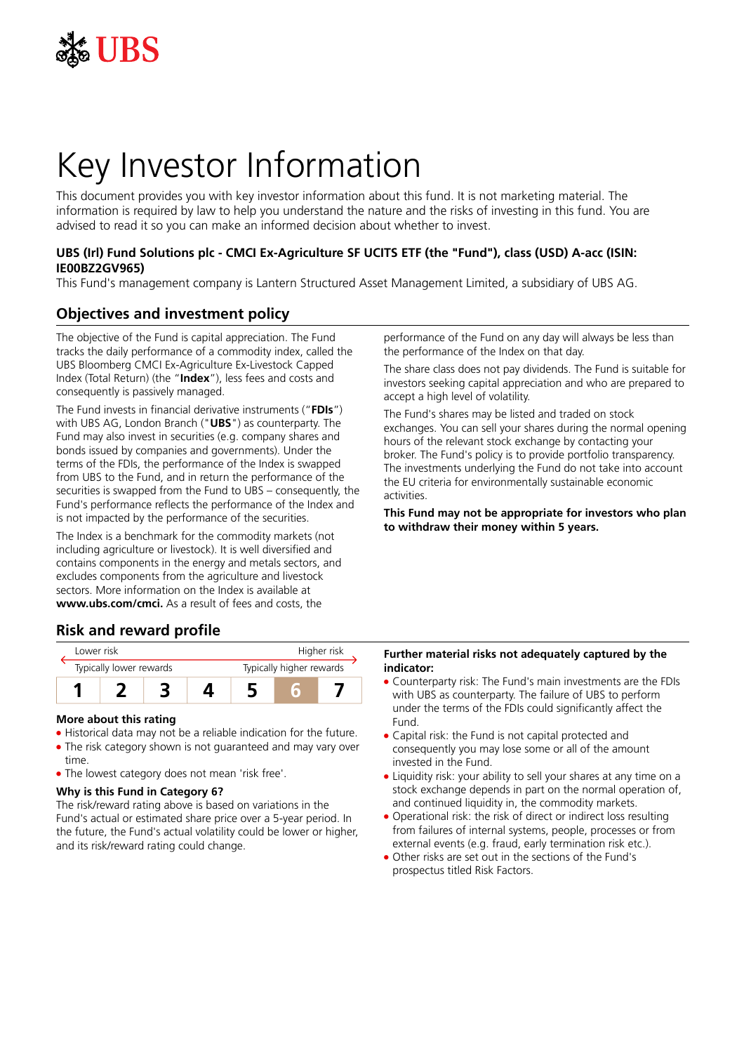# Key Investor Information

This document provides you with key investor information about this fund. It is not marketing material. The information is required by law to help you understand the nature and the risks of investing in this fund. You are advised to read it so you can make an informed decision about whether to invest.

**UBS (Irl) Fund Solutions plc - CMCI Ex-Agriculture SF UCITS ETF (the "Fund"), class (USD) A-acc (ISIN: IE00BZ2GV965)**

This Fund's management company is Lantern Structured Asset Management Limited, a subsidiary of UBS AG.

## Objectives and investment policy

The objective of the Fund is capital appreciation. The Fund tracks the daily performance of a commodity index, called the UBS Bloomberg CMCI Ex-Agriculture Ex-Livestock Capped Index (Total Return) (the "**Index**"), less fees and costs and consequently is passively managed.

The Fund invests in financial derivative instruments ("**FDIs**") with UBS AG, London Branch ("**UBS**") as counterparty. The Fund may also invest in securities (e.g. company shares and bonds issued by companies and governments). Under the terms of the FDIs, the performance of the Index is swapped from UBS to the Fund, and in return the performance of the securities is swapped from the Fund to UBS – consequently, the Fund's performance reflects the performance of the Index and is not impacted by the performance of the securities.

The Index is a benchmark for the commodity markets (not including agriculture or livestock). It is well diversified and contains components in the energy and metals sectors, and excludes components from the agriculture and livestock sectors. More information on the Index is available at **www.ubs.com/cmci.** As a result of fees and costs, the performance of the Fund on any day will always be less than the performance of the Index on that day.

The share class does not pay dividends. The Fund is suitable for investors seeking capital appreciation and who are prepared to accept a high level of volatility.

The Fund's shares may be listed and traded on stock exchanges. You can sell your shares during the normal opening hours of the relevant stock exchange by contacting your broker. The Fund's policy is to provide portfolio transparency. The investments underlying the Fund do not take into account the EU criteria for environmentally sustainable economic activities.

**This Fund may not be appropriate for investors who plan to withdraw their money within 5 years.**

## Risk and reward profile

| Lower risk | | | | | | Higher risk |
|---|---|---|---|---|---|---|
| Typically lower rewards | | | | | | Typically higher rewards |
| 1 | 2 | 3 | 4 | 5 | **6** | 7 |

**More about this rating**

- Historical data may not be a reliable indication for the future.
- The risk category shown is not guaranteed and may vary over time.
- The lowest category does not mean 'risk free'.

**Why is this Fund in Category 6?**

The risk/reward rating above is based on variations in the Fund's actual or estimated share price over a 5-year period. In the future, the Fund's actual volatility could be lower or higher, and its risk/reward rating could change.

**Further material risks not adequately captured by the indicator:**

- Counterparty risk: The Fund's main investments are the FDIs with UBS as counterparty. The failure of UBS to perform under the terms of the FDIs could significantly affect the Fund.
- Capital risk: the Fund is not capital protected and consequently you may lose some or all of the amount invested in the Fund.
- Liquidity risk: your ability to sell your shares at any time on a stock exchange depends in part on the normal operation of, and continued liquidity in, the commodity markets.
- Operational risk: the risk of direct or indirect loss resulting from failures of internal systems, people, processes or from external events (e.g. fraud, early termination risk etc.).
- Other risks are set out in the sections of the Fund's prospectus titled Risk Factors.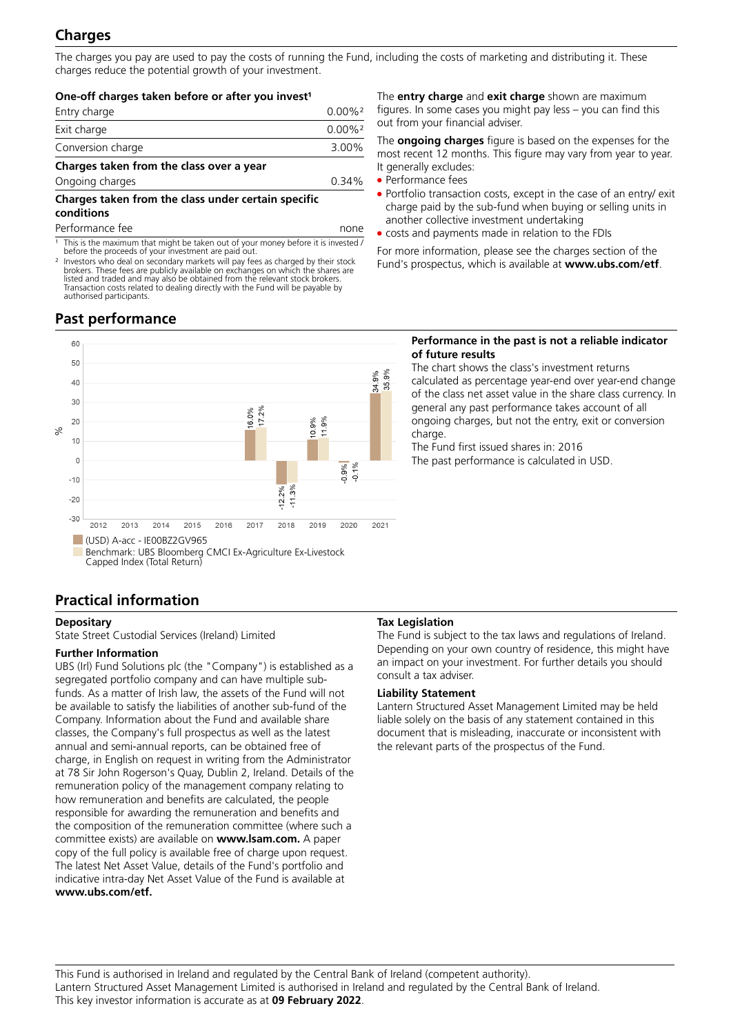## Charges

The charges you pay are used to pay the costs of running the Fund, including the costs of marketing and distributing it. These charges reduce the potential growth of your investment.

| One-off charges taken before or after you invest[1] | |
|---|---|
| Entry charge | 0.00%[2] |
| Exit charge | 0.00%[2] |
| Conversion charge | 3.00% |
| **Charges taken from the class over a year** | |
| Ongoing charges | 0.34% |
| **Charges taken from the class under certain specific conditions** | |
| Performance fee | none |

[1] This is the maximum that might be taken out of your money before it is invested / before the proceeds of your investment are paid out.

[2] Investors who deal on secondary markets will pay fees as charged by their stock brokers. These fees are publicly available on exchanges on which the shares are listed and traded and may also be obtained from the relevant stock brokers. Transaction costs related to dealing directly with the Fund will be payable by authorised participants.

The **entry charge** and **exit charge** shown are maximum figures. In some cases you might pay less – you can find this out from your financial adviser.

The **ongoing charges** figure is based on the expenses for the most recent 12 months. This figure may vary from year to year. It generally excludes:

- Performance fees
- Portfolio transaction costs, except in the case of an entry/ exit charge paid by the sub-fund when buying or selling units in another collective investment undertaking
- costs and payments made in relation to the FDIs

For more information, please see the charges section of the Fund's prospectus, which is available at **www.ubs.com/etf**.

## Past performance

60
50
40
30
20
10
0
-10
-20
-30
%

2012 2013 2014 2015 2016 2017 2018 2019 2020 2021

16.0% 17.2%
-12.2% -11.3%
10.9% 11.9%
-0.9% -0.1%
34.9% 35.9%

(USD) A-acc - IE00BZ2GV965
Benchmark: UBS Bloomberg CMCI Ex-Agriculture Ex-Livestock Capped Index (Total Return)

**Performance in the past is not a reliable indicator of future results**

The chart shows the class's investment returns calculated as percentage year-end over year-end change of the class net asset value in the share class currency. In general any past performance takes account of all ongoing charges, but not the entry, exit or conversion charge.

The Fund first issued shares in: 2016

The past performance is calculated in USD.

## Practical information

**Depositary**

State Street Custodial Services (Ireland) Limited

**Further Information**

UBS (Irl) Fund Solutions plc (the "Company") is established as a segregated portfolio company and can have multiple sub-funds. As a matter of Irish law, the assets of the Fund will not be available to satisfy the liabilities of another sub-fund of the Company. Information about the Fund and available share classes, the Company's full prospectus as well as the latest annual and semi-annual reports, can be obtained free of charge, in English on request in writing from the Administrator at 78 Sir John Rogerson's Quay, Dublin 2, Ireland. Details of the remuneration policy of the management company relating to how remuneration and benefits are calculated, the people responsible for awarding the remuneration and benefits and the composition of the remuneration committee (where such a committee exists) are available on **www.lsam.com.** A paper copy of the full policy is available free of charge upon request. The latest Net Asset Value, details of the Fund's portfolio and indicative intra-day Net Asset Value of the Fund is available at **www.ubs.com/etf.**

**Tax Legislation**

The Fund is subject to the tax laws and regulations of Ireland. Depending on your own country of residence, this might have an impact on your investment. For further details you should consult a tax adviser.

**Liability Statement**

Lantern Structured Asset Management Limited may be held liable solely on the basis of any statement contained in this document that is misleading, inaccurate or inconsistent with the relevant parts of the prospectus of the Fund.

This Fund is authorised in Ireland and regulated by the Central Bank of Ireland (competent authority).
Lantern Structured Asset Management Limited is authorised in Ireland and regulated by the Central Bank of Ireland.
This key investor information is accurate as at **09 February 2022**.